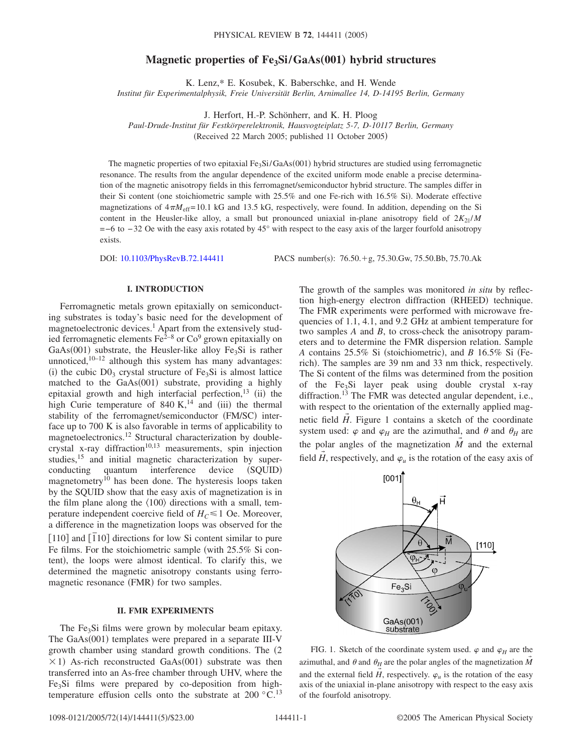# Magnetic properties of $Fe_3Si$/GaAs(001) hybrid structures

K. Lenz,* E. Kosubek, K. Baberschke, and H. Wende

*Institut für Experimentalphysik, Freie Universität Berlin, Arnimallee 14, D-14195 Berlin, Germany*

J. Herfort, H.-P. Schönherr, and K. H. Ploog

*Paul-Drude-Institut für Festkörperelektronik, Hausvogteiplatz 5-7, D-10117 Berlin, Germany*

(Received 22 March 2005; published 11 October 2005)

The magnetic properties of two epitaxial $Fe_3Si$/GaAs(001) hybrid structures are studied using ferromagnetic resonance. The results from the angular dependence of the excited uniform mode enable a precise determination of the magnetic anisotropy fields in this ferromagnet/semiconductor hybrid structure. The samples differ in their Si content (one stoichiometric sample with 25.5% and one Fe-rich with 16.5% Si). Moderate effective magnetizations of $4\pi M_{\mathrm{eff}}=10.1$ kG and 13.5 kG, respectively, were found. In addition, depending on the Si content in the Heusler-like alloy, a small but pronounced uniaxial in-plane anisotropy field of $2K_{2\parallel}/M = -6$ to $-32$ Oe with the easy axis rotated by 45° with respect to the easy axis of the larger fourfold anisotropy exists.

DOI: 10.1103/PhysRevB.72.144411 PACS number(s): 76.50.+g, 75.30.Gw, 75.50.Bb, 75.70.Ak

## I. INTRODUCTION

Ferromagnetic metals grown epitaxially on semiconducting substrates is today's basic need for the development of magnetoelectronic devices.[1] Apart from the extensively studied ferromagnetic elements Fe[2–8] or Co[9] grown epitaxially on GaAs(001) substrate, the Heusler-like alloy $Fe_3Si$ is rather unnoticed,[10–12] although this system has many advantages: (i) the cubic $D0_3$ crystal structure of $Fe_3Si$ is almost lattice matched to the GaAs(001) substrate, providing a highly epitaxial growth and high interfacial perfection,[13] (ii) the high Curie temperature of 840 K,[14] and (iii) the thermal stability of the ferromagnet/semiconductor (FM/SC) interface up to 700 K is also favorable in terms of applicability to magnetoelectronics.[12] Structural characterization by double-crystal x-ray diffraction[10,13] measurements, spin injection studies,[15] and initial magnetic characterization by superconducting quantum interference device (SQUID) magnetometry[10] has been done. The hysteresis loops taken by the SQUID show that the easy axis of magnetization is in the film plane along the ⟨100⟩ directions with a small, temperature independent coercive field of $H_C \leq 1$ Oe. Moreover, a difference in the magnetization loops was observed for the [110] and [$\bar{1}$10] directions for low Si content similar to pure Fe films. For the stoichiometric sample (with 25.5% Si content), the loops were almost identical. To clarify this, we determined the magnetic anisotropy constants using ferromagnetic resonance (FMR) for two samples.

## II. FMR EXPERIMENTS

The $Fe_3Si$ films were grown by molecular beam epitaxy. The GaAs(001) templates were prepared in a separate III-V growth chamber using standard growth conditions. The $(2\times 1)$ As-rich reconstructed GaAs(001) substrate was then transferred into an As-free chamber through UHV, where the $Fe_3Si$ films were prepared by co-deposition from high-temperature effusion cells onto the substrate at 200 °C.[13] The growth of the samples was monitored *in situ* by reflection high-energy electron diffraction (RHEED) technique. The FMR experiments were performed with microwave frequencies of 1.1, 4.1, and 9.2 GHz at ambient temperature for two samples *A* and *B*, to cross-check the anisotropy parameters and to determine the FMR dispersion relation. Sample *A* contains 25.5% Si (stoichiometric), and *B* 16.5% Si (Fe-rich). The samples are 39 nm and 33 nm thick, respectively. The Si content of the films was determined from the position of the $Fe_3Si$ layer peak using double crystal x-ray diffraction.[13] The FMR was detected angular dependent, i.e., with respect to the orientation of the externally applied magnetic field $\vec{H}$. Figure 1 contains a sketch of the coordinate system used: $\varphi$ and $\varphi_H$ are the azimuthal, and $\theta$ and $\theta_H$ are the polar angles of the magnetization $\vec{M}$ and the external field $\vec{H}$, respectively, and $\varphi_u$ is the rotation of the easy axis of

FIG. 1. Sketch of the coordinate system used. $\varphi$ and $\varphi_H$ are the azimuthal, and $\theta$ and $\theta_H$ are the polar angles of the magnetization $\vec{M}$ and the external field $\vec{H}$, respectively. $\varphi_u$ is the rotation of the easy axis of the uniaxial in-plane anisotropy with respect to the easy axis of the fourfold anisotropy.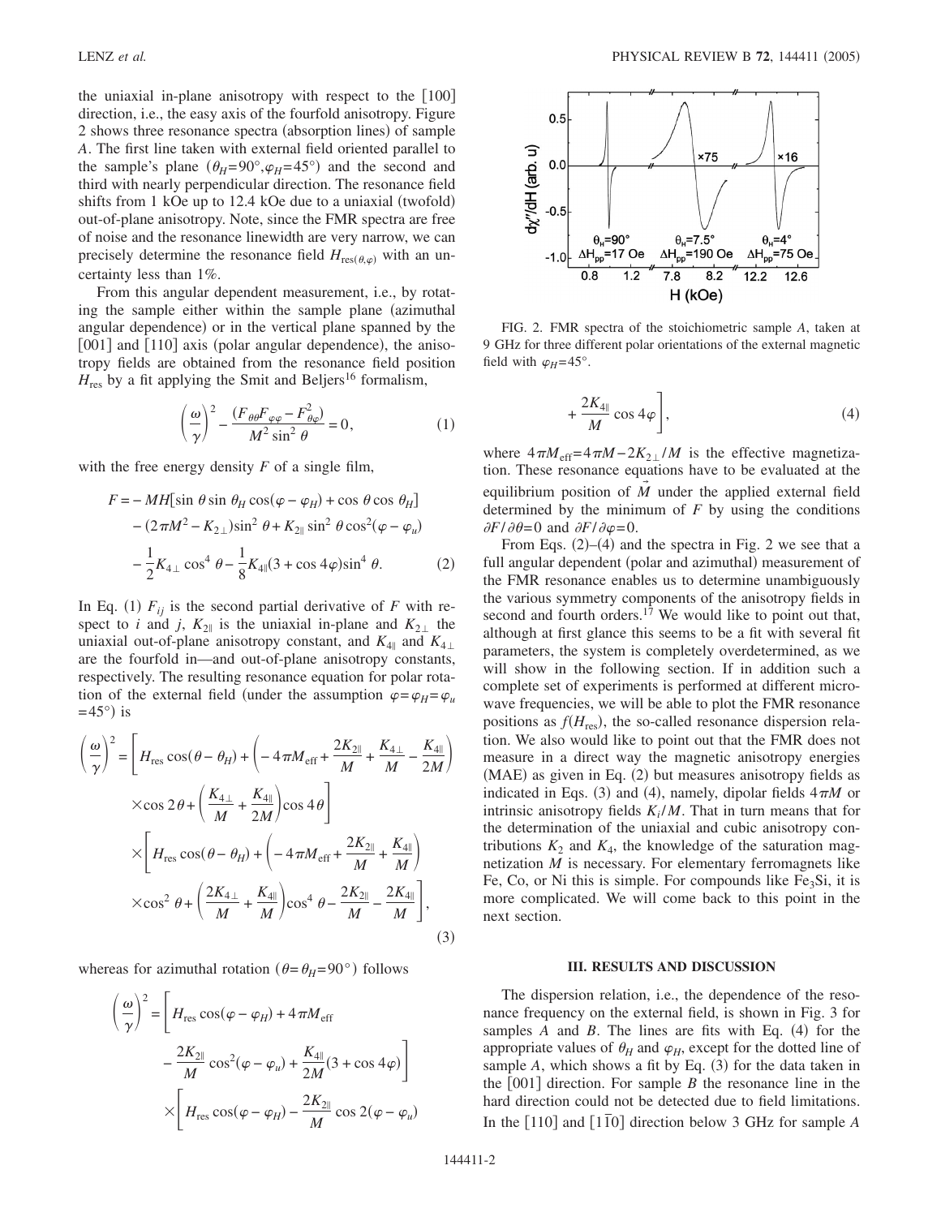the uniaxial in-plane anisotropy with respect to the [100] direction, i.e., the easy axis of the fourfold anisotropy. Figure 2 shows three resonance spectra (absorption lines) of sample *A*. The first line taken with external field oriented parallel to the sample's plane ($\theta_H=90°, \varphi_H=45°$) and the second and third with nearly perpendicular direction. The resonance field shifts from 1 kOe up to 12.4 kOe due to a uniaxial (twofold) out-of-plane anisotropy. Note, since the FMR spectra are free of noise and the resonance linewidth are very narrow, we can precisely determine the resonance field $H_{\mathrm{res}(\theta,\varphi)}$ with an uncertainty less than 1%.

From this angular dependent measurement, i.e., by rotating the sample either within the sample plane (azimuthal angular dependence) or in the vertical plane spanned by the [001] and [110] axis (polar angular dependence), the anisotropy fields are obtained from the resonance field position $H_{\mathrm{res}}$ by a fit applying the Smit and Beljers[16] formalism,

$$\left(\frac{\omega}{\gamma}\right)^2 - \frac{(F_{\theta\theta}F_{\varphi\varphi} - F_{\theta\varphi}^2)}{M^2 \sin^2 \theta} = 0, \tag{1}$$

with the free energy density $F$ of a single film,

$$\begin{aligned} F = &- MH[\sin\theta \sin\theta_H \cos(\varphi - \varphi_H) + \cos\theta \cos\theta_H] \\ &- (2\pi M^2 - K_{2\perp})\sin^2\theta + K_{2\parallel}\sin^2\theta \cos^2(\varphi - \varphi_u) \\ &- \frac{1}{2}K_{4\perp}\cos^4\theta - \frac{1}{8}K_{4\parallel}(3 + \cos 4\varphi)\sin^4\theta. \end{aligned} \tag{2}$$

In Eq. (1) $F_{ij}$ is the second partial derivative of $F$ with respect to $i$ and $j$, $K_{2\parallel}$ is the uniaxial in-plane and $K_{2\perp}$ the uniaxial out-of-plane anisotropy constant, and $K_{4\parallel}$ and $K_{4\perp}$ are the fourfold in—and out-of-plane anisotropy constants, respectively. The resulting resonance equation for polar rotation of the external field (under the assumption $\varphi=\varphi_H=\varphi_u=45°$) is

$$\begin{aligned} \left(\frac{\omega}{\gamma}\right)^2 = &\left[H_{\mathrm{res}}\cos(\theta-\theta_H) + \left(-4\pi M_{\mathrm{eff}} + \frac{2K_{2\parallel}}{M} + \frac{K_{4\perp}}{M} - \frac{K_{4\parallel}}{2M}\right)\right. \\ &\left.\times \cos 2\theta + \left(\frac{K_{4\perp}}{M} + \frac{K_{4\parallel}}{2M}\right)\cos 4\theta\right] \\ &\times\left[H_{\mathrm{res}}\cos(\theta-\theta_H) + \left(-4\pi M_{\mathrm{eff}} + \frac{2K_{2\parallel}}{M} + \frac{K_{4\parallel}}{M}\right)\right. \\ &\left.\times\cos^2\theta + \left(\frac{2K_{4\perp}}{M} + \frac{K_{4\parallel}}{M}\right)\cos^4\theta - \frac{2K_{2\parallel}}{M} - \frac{2K_{4\parallel}}{M}\right], \end{aligned} \tag{3}$$

whereas for azimuthal rotation ($\theta=\theta_H=90°$) follows

$$\begin{aligned} \left(\frac{\omega}{\gamma}\right)^2 = &\left[H_{\mathrm{res}}\cos(\varphi-\varphi_H) + 4\pi M_{\mathrm{eff}}\right. \\ &\left.- \frac{2K_{2\parallel}}{M}\cos^2(\varphi-\varphi_u) + \frac{K_{4\parallel}}{2M}(3+\cos 4\varphi)\right] \\ &\times\left[H_{\mathrm{res}}\cos(\varphi-\varphi_H) - \frac{2K_{2\parallel}}{M}\cos 2(\varphi-\varphi_u)\right. \\ &\left.+ \frac{2K_{4\parallel}}{M}\cos 4\varphi\right], \end{aligned} \tag{4}$$

FIG. 2. FMR spectra of the stoichiometric sample *A*, taken at 9 GHz for three different polar orientations of the external magnetic field with $\varphi_H=45°$.

where $4\pi M_{\mathrm{eff}}=4\pi M - 2K_{2\perp}/M$ is the effective magnetization. These resonance equations have to be evaluated at the equilibrium position of $\vec{M}$ under the applied external field determined by the minimum of $F$ by using the conditions $\partial F/\partial\theta=0$ and $\partial F/\partial\varphi=0$.

From Eqs. (2)–(4) and the spectra in Fig. 2 we see that a full angular dependent (polar and azimuthal) measurement of the FMR resonance enables us to determine unambiguously the various symmetry components of the anisotropy fields in second and fourth orders.[17] We would like to point out that, although at first glance this seems to be a fit with several fit parameters, the system is completely overdetermined, as we will show in the following section. If in addition such a complete set of experiments is performed at different microwave frequencies, we will be able to plot the FMR resonance positions as $f(H_{\mathrm{res}})$, the so-called resonance dispersion relation. We also would like to point out that the FMR does not measure in a direct way the magnetic anisotropy energies (MAE) as given in Eq. (2) but measures anisotropy fields as indicated in Eqs. (3) and (4), namely, dipolar fields $4\pi M$ or intrinsic anisotropy fields $K_i/M$. That in turn means that for the determination of the uniaxial and cubic anisotropy contributions $K_2$ and $K_4$, the knowledge of the saturation magnetization $M$ is necessary. For elementary ferromagnets like Fe, Co, or Ni this is simple. For compounds like $Fe_3Si$, it is more complicated. We will come back to this point in the next section.

## III. RESULTS AND DISCUSSION

The dispersion relation, i.e., the dependence of the resonance frequency on the external field, is shown in Fig. 3 for samples *A* and *B*. The lines are fits with Eq. (4) for the appropriate values of $\theta_H$ and $\varphi_H$, except for the dotted line of sample *A*, which shows a fit by Eq. (3) for the data taken in the [001] direction. For sample *B* the resonance line in the hard direction could not be detected due to field limitations. In the [110] and [1$\bar{1}$0] direction below 3 GHz for sample *A*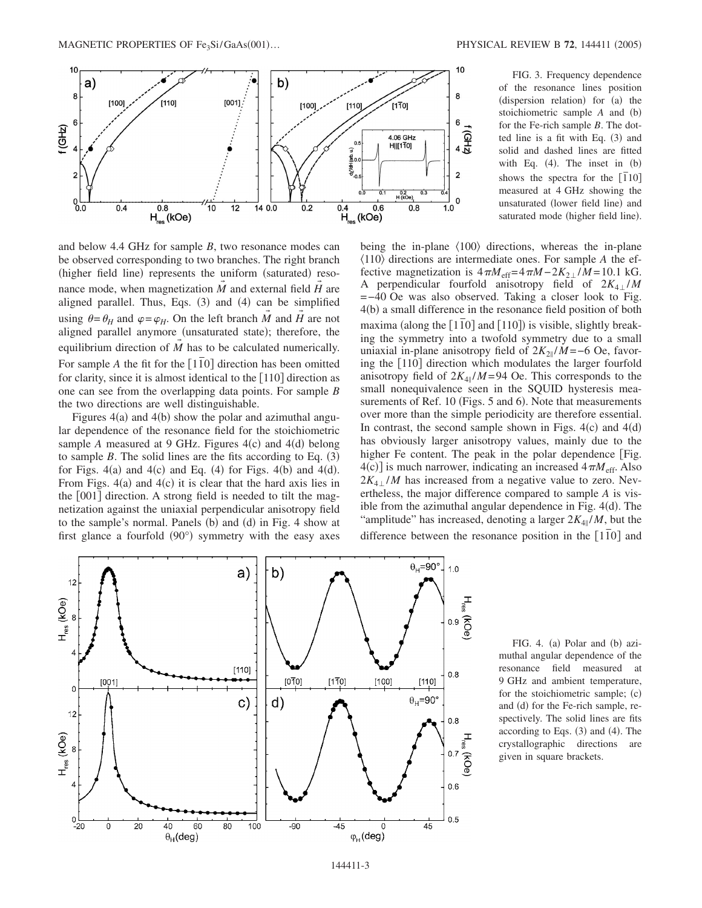FIG. 3. Frequency dependence of the resonance lines position (dispersion relation) for (a) the stoichiometric sample $A$ and (b) for the Fe-rich sample $B$. The dotted line is a fit with Eq. (3) and solid and dashed lines are fitted with Eq. (4). The inset in (b) shows the spectra for the $[\bar{1}10]$ measured at 4 GHz showing the unsaturated (lower field line) and saturated mode (higher field line).

and below 4.4 GHz for sample $B$, two resonance modes can be observed corresponding to two branches. The right branch (higher field line) represents the uniform (saturated) resonance mode, when magnetization $\vec{M}$ and external field $\vec{H}$ are aligned parallel. Thus, Eqs. (3) and (4) can be simplified using $\theta = \theta_H$ and $\varphi = \varphi_H$. On the left branch $\vec{M}$ and $\vec{H}$ are not aligned parallel anymore (unsaturated state); therefore, the equilibrium direction of $\vec{M}$ has to be calculated numerically. For sample $A$ the fit for the $[1\bar{1}0]$ direction has been omitted for clarity, since it is almost identical to the $[110]$ direction as one can see from the overlapping data points. For sample $B$ the two directions are well distinguishable.

Figures 4(a) and 4(b) show the polar and azimuthal angular dependence of the resonance field for the stoichiometric sample $A$ measured at 9 GHz. Figures 4(c) and 4(d) belong to sample $B$. The solid lines are the fits according to Eq. (3) for Figs. 4(a) and 4(c) and Eq. (4) for Figs. 4(b) and 4(d). From Figs. 4(a) and 4(c) it is clear that the hard axis lies in the $[001]$ direction. A strong field is needed to tilt the magnetization against the uniaxial perpendicular anisotropy field to the sample's normal. Panels (b) and (d) in Fig. 4 show at first glance a fourfold (90°) symmetry with the easy axes being the in-plane $\langle 100 \rangle$ directions, whereas the in-plane $\langle 110 \rangle$ directions are intermediate ones. For sample $A$ the effective magnetization is $4\pi M_{\mathrm{eff}} = 4\pi M - 2K_{2\perp}/M = 10.1$ kG. A perpendicular fourfold anisotropy field of $2K_{4\perp}/M = -40$ Oe was also observed. Taking a closer look to Fig. 4(b) a small difference in the resonance field position of both maxima (along the $[1\bar{1}0]$ and $[110]$) is visible, slightly breaking the symmetry into a twofold symmetry due to a small uniaxial in-plane anisotropy field of $2K_{2\|}/M = -6$ Oe, favoring the $[110]$ direction which modulates the larger fourfold anisotropy field of $2K_{4\|}/M = 94$ Oe. This corresponds to the small nonequivalence seen in the SQUID hysteresis measurements of Ref. 10 (Figs. 5 and 6). Note that measurements over more than the simple periodicity are therefore essential. In contrast, the second sample shown in Figs. 4(c) and 4(d) has obviously larger anisotropy values, mainly due to the higher Fe content. The peak in the polar dependence [Fig. 4(c)] is much narrower, indicating an increased $4\pi M_{\mathrm{eff}}$. Also $2K_{4\perp}/M$ has increased from a negative value to zero. Nevertheless, the major difference compared to sample $A$ is visible from the azimuthal angular dependence in Fig. 4(d). The "amplitude" has increased, denoting a larger $2K_{4\|}/M$, but the difference between the resonance position in the $[1\bar{1}0]$ and

FIG. 4. (a) Polar and (b) azimuthal angular dependence of the resonance field measured at 9 GHz and ambient temperature, for the stoichiometric sample; (c) and (d) for the Fe-rich sample, respectively. The solid lines are fits according to Eqs. (3) and (4). The crystallographic directions are given in square brackets.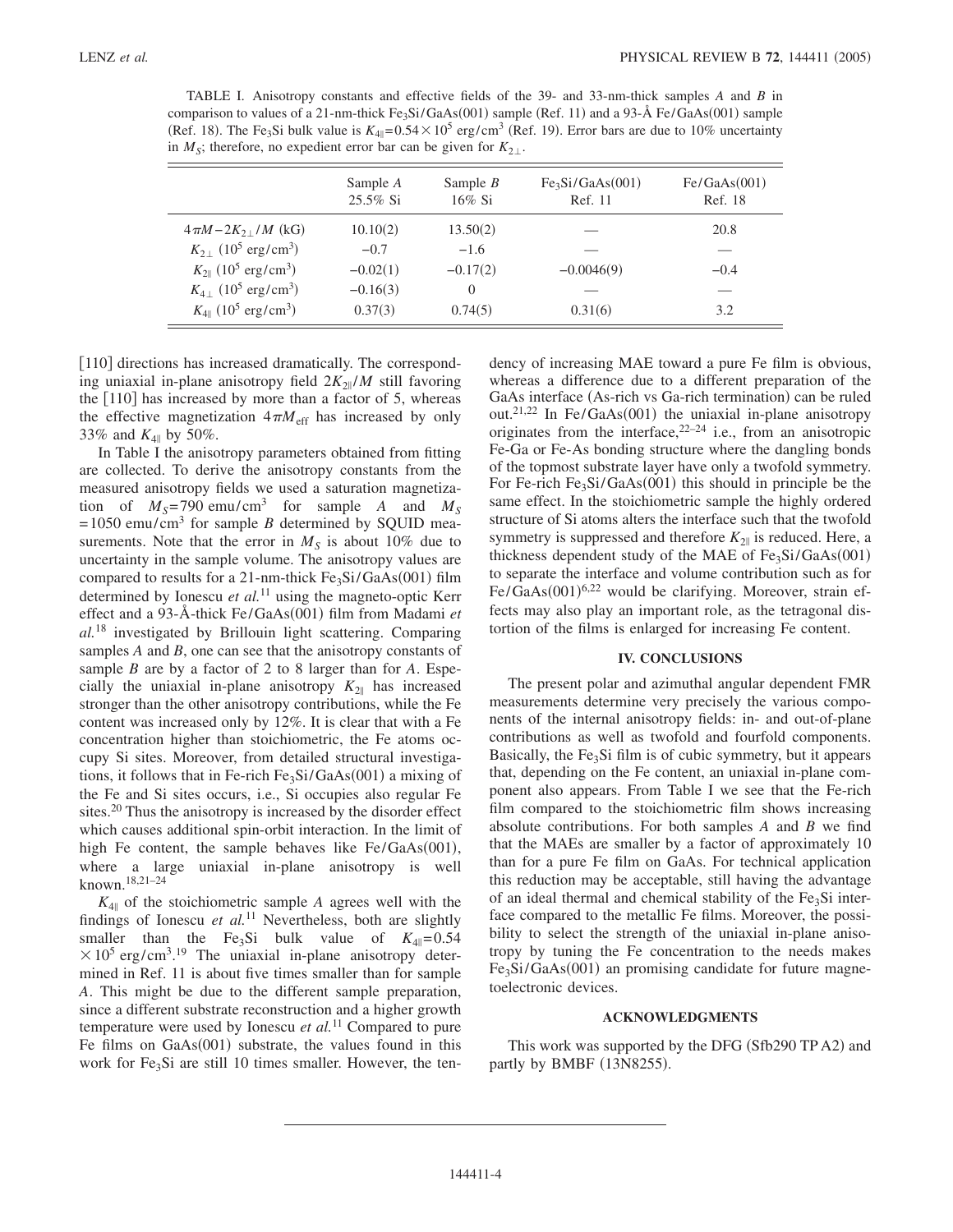TABLE I. Anisotropy constants and effective fields of the 39- and 33-nm-thick samples *A* and *B* in comparison to values of a 21-nm-thick $Fe_3Si/GaAs(001)$ sample (Ref. 11) and a 93-Å Fe/GaAs(001) sample (Ref. 18). The $Fe_3Si$ bulk value is $K_{4\parallel}=0.54\times10^5$ erg/cm$^3$ (Ref. 19). Error bars are due to 10% uncertainty in $M_S$; therefore, no expedient error bar can be given for $K_{2\perp}$.

| | Sample *A* 25.5% Si | Sample *B* 16% Si | $Fe_3Si/GaAs(001)$ Ref. 11 | Fe/GaAs(001) Ref. 18 |
|---|---|---|---|---|
| $4\pi M-2K_{2\perp}/M$ (kG) | 10.10(2) | 13.50(2) | — | 20.8 |
| $K_{2\perp}$ ($10^5$ erg/cm$^3$) | −0.7 | −1.6 | — | — |
| $K_{2\parallel}$ ($10^5$ erg/cm$^3$) | −0.02(1) | −0.17(2) | −0.0046(9) | −0.4 |
| $K_{4\perp}$ ($10^5$ erg/cm$^3$) | −0.16(3) | 0 | — | — |
| $K_{4\parallel}$ ($10^5$ erg/cm$^3$) | 0.37(3) | 0.74(5) | 0.31(6) | 3.2 |

[110] directions has increased dramatically. The corresponding uniaxial in-plane anisotropy field $2K_{2\parallel}/M$ still favoring the [110] has increased by more than a factor of 5, whereas the effective magnetization $4\pi M_{\rm eff}$ has increased by only 33% and $K_{4\parallel}$ by 50%.

In Table I the anisotropy parameters obtained from fitting are collected. To derive the anisotropy constants from the measured anisotropy fields we used a saturation magnetization of $M_S=790$ emu/cm$^3$ for sample *A* and $M_S=1050$ emu/cm$^3$ for sample *B* determined by SQUID measurements. Note that the error in $M_S$ is about 10% due to uncertainty in the sample volume. The anisotropy values are compared to results for a 21-nm-thick $Fe_3Si/GaAs(001)$ film determined by Ionescu *et al.*[11] using the magneto-optic Kerr effect and a 93-Å-thick Fe/GaAs(001) film from Madami *et al.*[18] investigated by Brillouin light scattering. Comparing samples *A* and *B*, one can see that the anisotropy constants of sample *B* are by a factor of 2 to 8 larger than for *A*. Especially the uniaxial in-plane anisotropy $K_{2\parallel}$ has increased stronger than the other anisotropy contributions, while the Fe content was increased only by 12%. It is clear that with a Fe concentration higher than stoichiometric, the Fe atoms occupy Si sites. Moreover, from detailed structural investigations, it follows that in Fe-rich $Fe_3Si/GaAs(001)$ a mixing of the Fe and Si sites occurs, i.e., Si occupies also regular Fe sites.[20] Thus the anisotropy is increased by the disorder effect which causes additional spin-orbit interaction. In the limit of high Fe content, the sample behaves like Fe/GaAs(001), where a large uniaxial in-plane anisotropy is well known.[18,21–24]

$K_{4\parallel}$ of the stoichiometric sample *A* agrees well with the findings of Ionescu *et al.*[11] Nevertheless, both are slightly smaller than the $Fe_3Si$ bulk value of $K_{4\parallel}=0.54\times10^5$ erg/cm$^3$.[19] The uniaxial in-plane anisotropy determined in Ref. 11 is about five times smaller than for sample *A*. This might be due to the different sample preparation, since a different substrate reconstruction and a higher growth temperature were used by Ionescu *et al.*[11] Compared to pure Fe films on GaAs(001) substrate, the values found in this work for $Fe_3Si$ are still 10 times smaller. However, the tendency of increasing MAE toward a pure Fe film is obvious, whereas a difference due to a different preparation of the GaAs interface (As-rich vs Ga-rich termination) can be ruled out.[21,22] In Fe/GaAs(001) the uniaxial in-plane anisotropy originates from the interface,[22–24] i.e., from an anisotropic Fe-Ga or Fe-As bonding structure where the dangling bonds of the topmost substrate layer have only a twofold symmetry. For Fe-rich $Fe_3Si/GaAs(001)$ this should in principle be the same effect. In the stoichiometric sample the highly ordered structure of Si atoms alters the interface such that the twofold symmetry is suppressed and therefore $K_{2\parallel}$ is reduced. Here, a thickness dependent study of the MAE of $Fe_3Si/GaAs(001)$ to separate the interface and volume contribution such as for Fe/GaAs(001)[6,22] would be clarifying. Moreover, strain effects may also play an important role, as the tetragonal distortion of the films is enlarged for increasing Fe content.

## IV. CONCLUSIONS

The present polar and azimuthal angular dependent FMR measurements determine very precisely the various components of the internal anisotropy fields: in- and out-of-plane contributions as well as twofold and fourfold components. Basically, the $Fe_3Si$ film is of cubic symmetry, but it appears that, depending on the Fe content, an uniaxial in-plane component also appears. From Table I we see that the Fe-rich film compared to the stoichiometric film shows increasing absolute contributions. For both samples *A* and *B* we find that the MAEs are smaller by a factor of approximately 10 than for a pure Fe film on GaAs. For technical application this reduction may be acceptable, still having the advantage of an ideal thermal and chemical stability of the $Fe_3Si$ interface compared to the metallic Fe films. Moreover, the possibility to select the strength of the uniaxial in-plane anisotropy by tuning the Fe concentration to the needs makes $Fe_3Si/GaAs(001)$ an promising candidate for future magnetoelectronic devices.

## ACKNOWLEDGMENTS

This work was supported by the DFG (Sfb290 TP A2) and partly by BMBF (13N8255).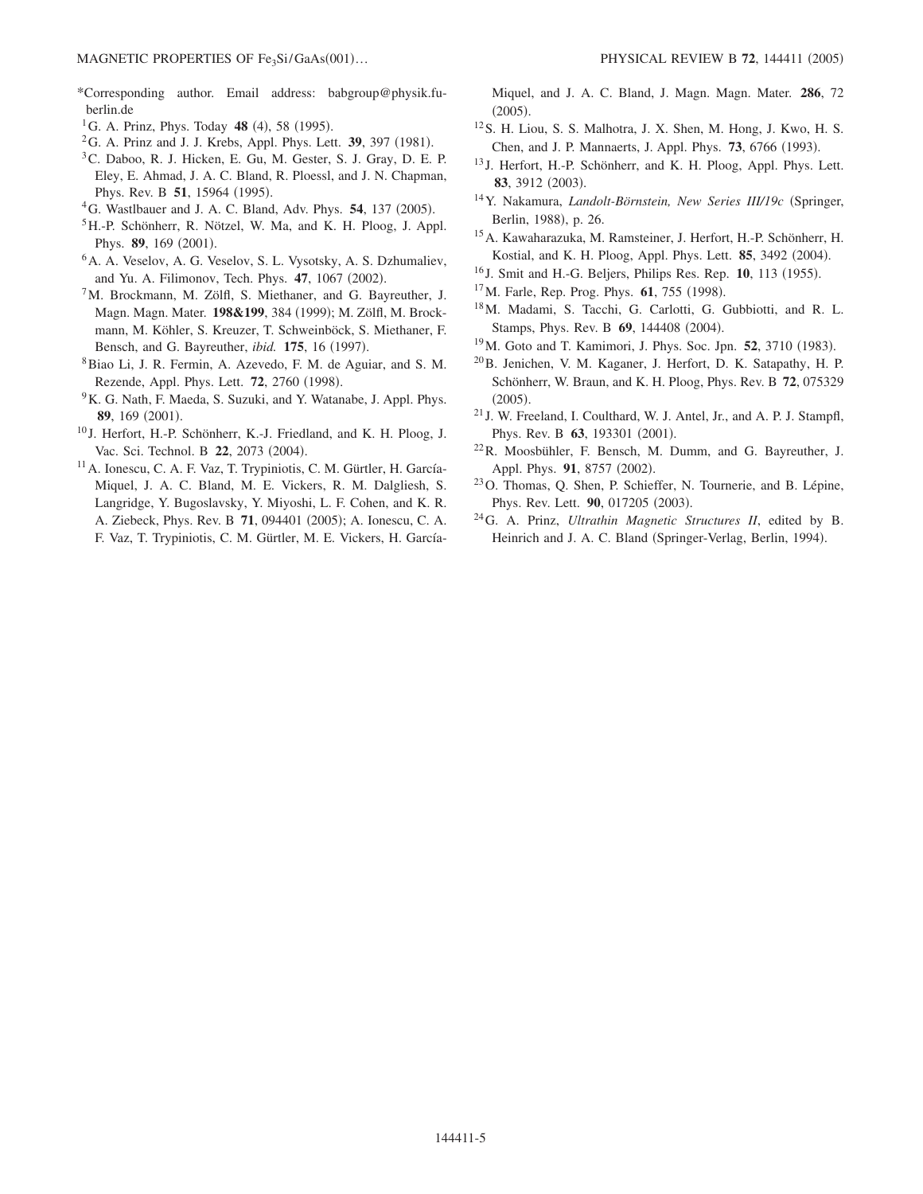*Corresponding author. Email address: babgroup@physik.fu-berlin.de

[1] G. A. Prinz, Phys. Today **48** (4), 58 (1995).

[2] G. A. Prinz and J. J. Krebs, Appl. Phys. Lett. **39**, 397 (1981).

[3] C. Daboo, R. J. Hicken, E. Gu, M. Gester, S. J. Gray, D. E. P. Eley, E. Ahmad, J. A. C. Bland, R. Ploessl, and J. N. Chapman, Phys. Rev. B **51**, 15964 (1995).

[4] G. Wastlbauer and J. A. C. Bland, Adv. Phys. **54**, 137 (2005).

[5] H.-P. Schönherr, R. Nötzel, W. Ma, and K. H. Ploog, J. Appl. Phys. **89**, 169 (2001).

[6] A. A. Veselov, A. G. Veselov, S. L. Vysotsky, A. S. Dzhumaliev, and Yu. A. Filimonov, Tech. Phys. **47**, 1067 (2002).

[7] M. Brockmann, M. Zölfl, S. Miethaner, and G. Bayreuther, J. Magn. Magn. Mater. **198&199**, 384 (1999); M. Zölfl, M. Brockmann, M. Köhler, S. Kreuzer, T. Schweinböck, S. Miethaner, F. Bensch, and G. Bayreuther, *ibid.* **175**, 16 (1997).

[8] Biao Li, J. R. Fermin, A. Azevedo, F. M. de Aguiar, and S. M. Rezende, Appl. Phys. Lett. **72**, 2760 (1998).

[9] K. G. Nath, F. Maeda, S. Suzuki, and Y. Watanabe, J. Appl. Phys. **89**, 169 (2001).

[10] J. Herfort, H.-P. Schönherr, K.-J. Friedland, and K. H. Ploog, J. Vac. Sci. Technol. B **22**, 2073 (2004).

[11] A. Ionescu, C. A. F. Vaz, T. Trypiniotis, C. M. Gürtler, H. García-Miquel, J. A. C. Bland, M. E. Vickers, R. M. Dalgliesh, S. Langridge, Y. Bugoslavsky, Y. Miyoshi, L. F. Cohen, and K. R. A. Ziebeck, Phys. Rev. B **71**, 094401 (2005); A. Ionescu, C. A. F. Vaz, T. Trypiniotis, C. M. Gürtler, M. E. Vickers, H. García-Miquel, and J. A. C. Bland, J. Magn. Magn. Mater. **286**, 72 (2005).

[12] S. H. Liou, S. S. Malhotra, J. X. Shen, M. Hong, J. Kwo, H. S. Chen, and J. P. Mannaerts, J. Appl. Phys. **73**, 6766 (1993).

[13] J. Herfort, H.-P. Schönherr, and K. H. Ploog, Appl. Phys. Lett. **83**, 3912 (2003).

[14] Y. Nakamura, *Landolt-Börnstein, New Series III/19c* (Springer, Berlin, 1988), p. 26.

[15] A. Kawaharazuka, M. Ramsteiner, J. Herfort, H.-P. Schönherr, H. Kostial, and K. H. Ploog, Appl. Phys. Lett. **85**, 3492 (2004).

[16] J. Smit and H.-G. Beljers, Philips Res. Rep. **10**, 113 (1955).

[17] M. Farle, Rep. Prog. Phys. **61**, 755 (1998).

[18] M. Madami, S. Tacchi, G. Carlotti, G. Gubbiotti, and R. L. Stamps, Phys. Rev. B **69**, 144408 (2004).

[19] M. Goto and T. Kamimori, J. Phys. Soc. Jpn. **52**, 3710 (1983).

[20] B. Jenichen, V. M. Kaganer, J. Herfort, D. K. Satapathy, H. P. Schönherr, W. Braun, and K. H. Ploog, Phys. Rev. B **72**, 075329 (2005).

[21] J. W. Freeland, I. Coulthard, W. J. Antel, Jr., and A. P. J. Stampfl, Phys. Rev. B **63**, 193301 (2001).

[22] R. Moosbühler, F. Bensch, M. Dumm, and G. Bayreuther, J. Appl. Phys. **91**, 8757 (2002).

[23] O. Thomas, Q. Shen, P. Schieffer, N. Tournerie, and B. Lépine, Phys. Rev. Lett. **90**, 017205 (2003).

[24] G. A. Prinz, *Ultrathin Magnetic Structures II*, edited by B. Heinrich and J. A. C. Bland (Springer-Verlag, Berlin, 1994).